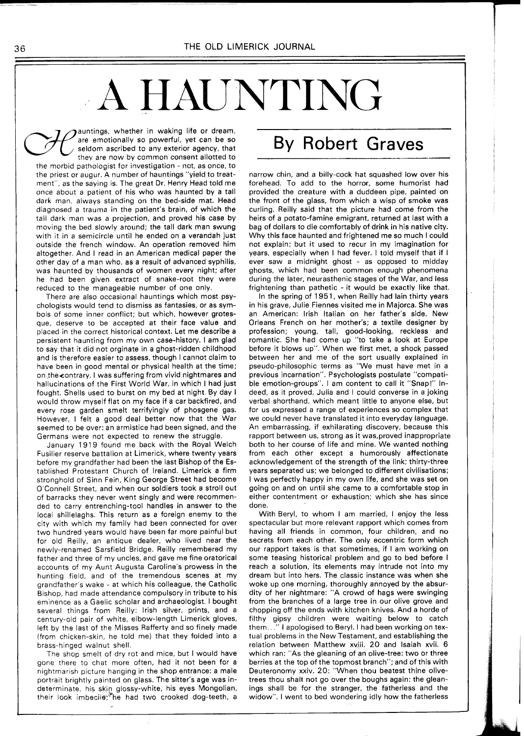# A HAUNTING

## By Robert Graves

Hauntings, whether in waking life or dream, are emotionally so powerful, yet can be so seldom ascribed to any exterior agency, that they are now by common consent allotted to the morbid pathologist for investigation - not, as once, to the priest or augur. A number of hauntings "yield to treatment", as the saying is. The great Dr. Henry Head told me once about a patient of his who was haunted by a tall dark man, always standing on the bed-side mat. Head diagnosed a trauma in the patient's brain, of which the tall dark man was a projection, and proved his case by moving the bed slowly around; the tall dark man swung with it in a semicircle until he ended on a verandah just outside the french window. An operation removed him altogether. And I read in an American medical paper the other day of a man who, as a result of advanced syphilis, was haunted by thousands of women every night; after he had been given extract of snake-root they were reduced to the manageable number of one only.

There are also occasional hauntings which most psychologists would tend to dismiss as fantasies, or as symbols of some inner conflict; but which, however grotesque, deserve to be accepted at their face value and placed in the correct historical context. Let me describe a persistent haunting from my own case-history. I am glad to say that it did not orginate in a ghost-ridden childhood and is therefore easier to assess, though I cannot claim to have been in good mental or physical health at the time; on the contrary, I was suffering from vivid nightmares and hallucinations of the First World War, in which I had just fought. Shells used to burst on my bed at night. By day I would throw myself flat on my face if a car backfired, and every rose garden smelt terrifyingly of phosgene gas. However, I felt a good deal better now that the War seemed to be over: an armistice had been signed, and the Germans were not expected to renew the struggle.

January 1919 found me back with the Royal Welch Fusilier reserve battalion at Limerick, where twenty years before my grandfather had been the last Bishop of the Established Protestant Church of Ireland. Limerick a firm stronghold of Sinn Fein, King George Street had become O'Connell Street, and when our soldiers took a stroll out of barracks they never went singly and were recommended to carry entrenching-tool handles in answer to the local shillelaghs. This return as a foreign enemy to the city with which my family had been connected for over two hundred years would have been far more painful but for old Reilly, an antique dealer, who lived near the newly-renamed Sarsfield Bridge. Reilly remembered my father and three of my uncles, and gave me fine oratorical accounts of my Aunt Augusta Caroline's prowess in the hunting field, and of the tremendous scenes at my grandfather's wake - at which his colleague, the Catholic Bishop, had made attendance compulsory in tribute to his eminence as a Gaelic scholar and archaeologist. I bought several things from Reilly: Irish silver, prints, and a century-old pair of white, elbow-length Limerick gloves, left by the last of the Misses Rafferty and so finely made (from chicken-skin, he told me) that they folded into a brass-hinged walnut shell.

The shop smelt of dry rot and mice, but I would have gone there to chat more often, had it not been for a nightmarish picture hanging in the shop entrance: a male portrait brightly painted on glass. The sitter's age was indeterminate, his skin glossy-white, his eyes Mongolian, their look imbecile; he had two crooked dog-teeth, a narrow chin, and a billy-cock hat squashed low over his forehead. To add to the horror, some humorist had provided the creature with a duddeen pipe, painted on the front of the glass, from which a wisp of smoke was curling. Reilly said that the picture had come from the heirs of a potato-famine emigrant, returned at last with a bag of dollars to die comfortably of drink in his native city. Why this face haunted and frightened me so much I could not explain; but it used to recur in my imagination for years, especially when I had fever. I told myself that if I ever saw a midnight ghost - as opposed to midday ghosts, which had been common enough phenomena during the later, neurasthenic stages of the War, and less frightening than pathetic - it would be exactly like that.

In the spring of 1951, when Reilly had lain thirty years in his grave, Julie Fiennes visited me in Majorca. She was an American: Irish Italian on her father's side, New Orleans French on her mother's; a textile designer by profession; young, tall, good-looking, reckless and romantic. She had come up "to take a look at Europe before it blows up". When we first met, a shock passed between her and me of the sort usually explained in pseudo-philosophic terms as "We must have met in a previous incarnation". Psychologists postulate "compatible emotion-groups". I am content to call it "Snap!" Indeed, as it proved, Julia and I could converse in a joking verbal shorthand, which meant little to anyone else, but for us expressed a range of experiences so complex that we could never have translated it into everyday language. An embarrassing, if exhilarating discovery, because this rapport between us, strong as it was,proved inappropriate both to her course of life and mine. We wanted nothing from each other except a humorously affectionate acknowledgement of the strength of the link; thirty-three years separated us; we belonged to different civilisations; I was perfectly happy in my own life, and she was set on going on and on until she came to a comfortable stop in either contentment or exhaustion; which she has since done.

With Beryl, to whom I am married, I enjoy the less spectacular but more relevant rapport which comes from having all friends in common, four children, and no secrets from each other. The only eccentric form which our rapport takes is that sometimes, if I am working on some teasing historical problem and go to bed before I reach a solution, its elements may intrude not into my dream but into hers. The classic instance was when she woke up one morning, thoroughly annoyed by the absurdity of her nightmare: "A crowd of hags were swinging from the branches of a large tree in our olive grove and chopping off the ends with kitchen knives. And a horde of filthy gipsy children were waiting below to catch them..." I apologised to Beryl. I had been working on textual problems in the New Testament, and establishing the relation between Matthew xviii. 20 and Isaiah xvii. 6 which ran: "As the gleaning of an olive-tree: two or three berries at the top of the topmost branch"; and of this with Deuteronomy xxiv. 20: "When thou beatest thine olive-trees thou shalt not go over the boughs again: the gleanings shall be for the stranger, the fatherless and the widow". I went to bed wondering idly how the fatherless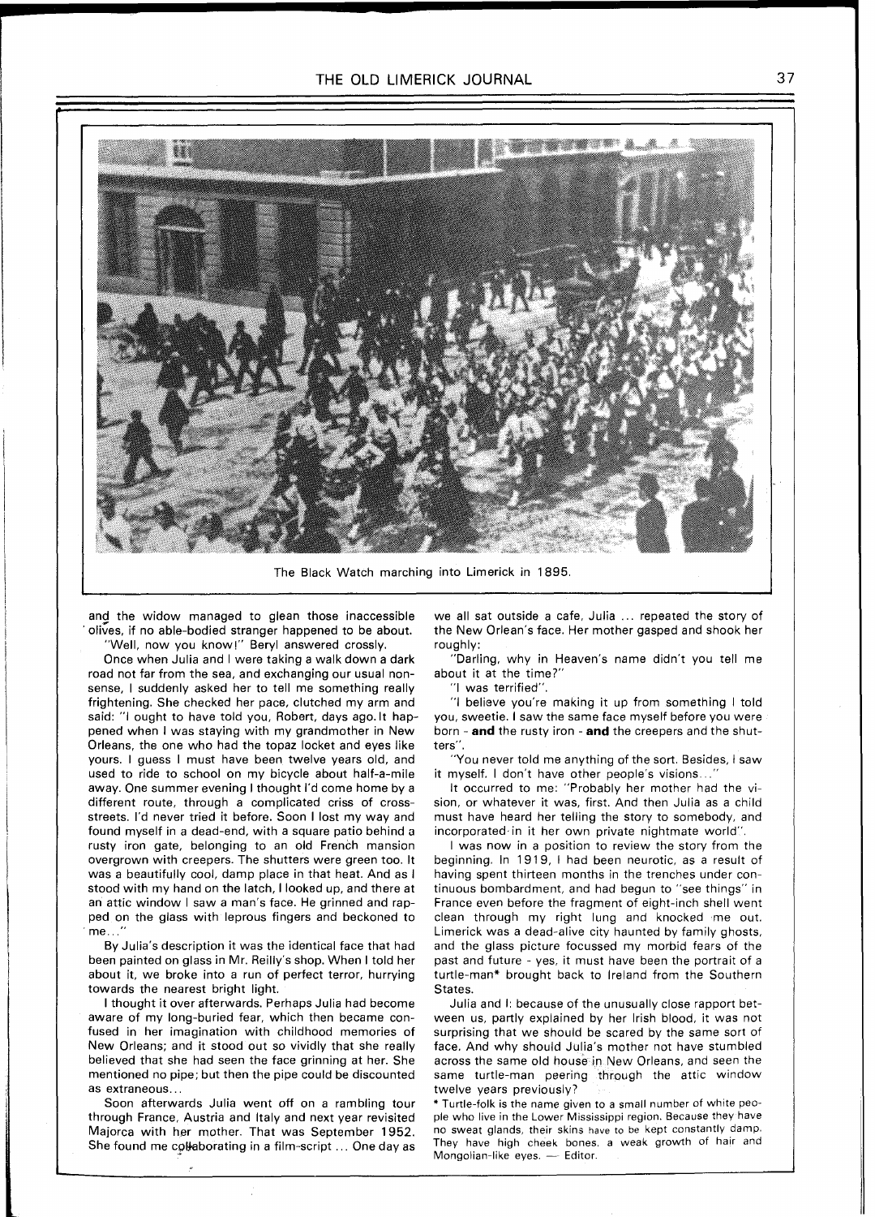The Black Watch marching into Limerick in 1895.

and the widow managed to glean those inaccessible olives, if no able-bodied stranger happened to be about.

"Well, now you know!" Beryl answered crossly.

Once when Julia and I were taking a walk down a dark road not far from the sea, and exchanging our usual nonsense, I suddenly asked her to tell me something really frightening. She checked her pace, clutched my arm and said: "I ought to have told you, Robert, days ago. It happened when I was staying with my grandmother in New Orleans, the one who had the topaz locket and eyes like yours. I guess I must have been twelve years old, and used to ride to school on my bicycle about half-a-mile away. One summer evening I thought I'd come home by a different route, through a complicated criss of cross-streets. I'd never tried it before. Soon I lost my way and found myself in a dead-end, with a square patio behind a rusty iron gate, belonging to an old French mansion overgrown with creepers. The shutters were green too. It was a beautifully cool, damp place in that heat. And as I stood with my hand on the latch, I looked up, and there at an attic window I saw a man's face. He grinned and rapped on the glass with leprous fingers and beckoned to me..."

By Julia's description it was the identical face that had been painted on glass in Mr. Reilly's shop. When I told her about it, we broke into a run of perfect terror, hurrying towards the nearest bright light.

I thought it over afterwards. Perhaps Julia had become aware of my long-buried fear, which then became confused in her imagination with childhood memories of New Orleans; and it stood out so vividly that she really believed that she had seen the face grinning at her. She mentioned no pipe; but then the pipe could be discounted as extraneous...

Soon afterwards Julia went off on a rambling tour through France, Austria and Italy and next year revisited Majorca with her mother. That was September 1952. She found me collaborating in a film-script ... One day as we all sat outside a cafe, Julia ... repeated the story of the New Orlean's face. Her mother gasped and shook her roughly:

"Darling, why in Heaven's name didn't you tell me about it at the time?"

"I was terrified".

"I believe you're making it up from something I told you, sweetie. I saw the same face myself before you were born - **and** the rusty iron - **and** the creepers and the shutters".

"You never told me anything of the sort. Besides, I saw it myself. I don't have other people's visions..."

It occurred to me: "Probably her mother had the vision, or whatever it was, first. And then Julia as a child must have heard her telling the story to somebody, and incorporated in it her own private nightmate world".

I was now in a position to review the story from the beginning. In 1919, I had been neurotic, as a result of having spent thirteen months in the trenches under continuous bombardment, and had begun to "see things" in France even before the fragment of eight-inch shell went clean through my right lung and knocked me out. Limerick was a dead-alive city haunted by family ghosts, and the glass picture focussed my morbid fears of the past and future - yes, it must have been the portrait of a turtle-man* brought back to Ireland from the Southern States.

Julia and I: because of the unusually close rapport between us, partly explained by her Irish blood, it was not surprising that we should be scared by the same sort of face. And why should Julia's mother not have stumbled across the same old house in New Orleans, and seen the same turtle-man peering through the attic window twelve years previously?

\* Turtle-folk is the name given to a small number of white people who live in the Lower Mississippi region. Because they have no sweat glands, their skins have to be kept constantly damp. They have high cheek bones, a weak growth of hair and Mongolian-like eyes. — Editor.